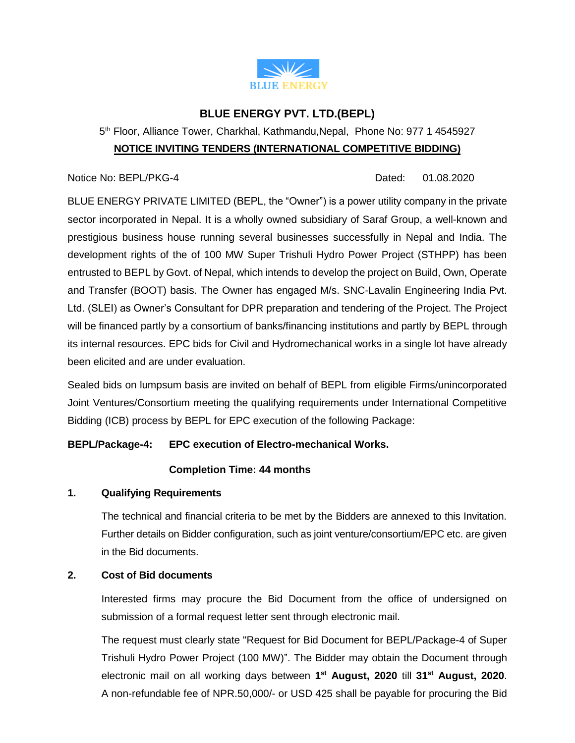# BLUE ENERGY PVT. LTD.(BEPL)

5th Floor, Alliance Tower, Charkhal, Kathmandu,Nepal, Phone No: 977 1 4545927

**NOTICE INVITING TENDERS (INTERNATIONAL COMPETITIVE BIDDING)**

Notice No: BEPL/PKG-4 Dated: 01.08.2020

BLUE ENERGY PRIVATE LIMITED (BEPL, the "Owner") is a power utility company in the private sector incorporated in Nepal. It is a wholly owned subsidiary of Saraf Group, a well-known and prestigious business house running several businesses successfully in Nepal and India. The development rights of the of 100 MW Super Trishuli Hydro Power Project (STHPP) has been entrusted to BEPL by Govt. of Nepal, which intends to develop the project on Build, Own, Operate and Transfer (BOOT) basis. The Owner has engaged M/s. SNC-Lavalin Engineering India Pvt. Ltd. (SLEI) as Owner's Consultant for DPR preparation and tendering of the Project. The Project will be financed partly by a consortium of banks/financing institutions and partly by BEPL through its internal resources. EPC bids for Civil and Hydromechanical works in a single lot have already been elicited and are under evaluation.

Sealed bids on lumpsum basis are invited on behalf of BEPL from eligible Firms/unincorporated Joint Ventures/Consortium meeting the qualifying requirements under International Competitive Bidding (ICB) process by BEPL for EPC execution of the following Package:

**BEPL/Package-4: EPC execution of Electro-mechanical Works.**

**Completion Time: 44 months**

## 1. Qualifying Requirements

The technical and financial criteria to be met by the Bidders are annexed to this Invitation. Further details on Bidder configuration, such as joint venture/consortium/EPC etc. are given in the Bid documents.

## 2. Cost of Bid documents

Interested firms may procure the Bid Document from the office of undersigned on submission of a formal request letter sent through electronic mail.

The request must clearly state "Request for Bid Document for BEPL/Package-4 of Super Trishuli Hydro Power Project (100 MW)". The Bidder may obtain the Document through electronic mail on all working days between **1st August, 2020** till **31st August, 2020**. A non-refundable fee of NPR.50,000/- or USD 425 shall be payable for procuring the Bid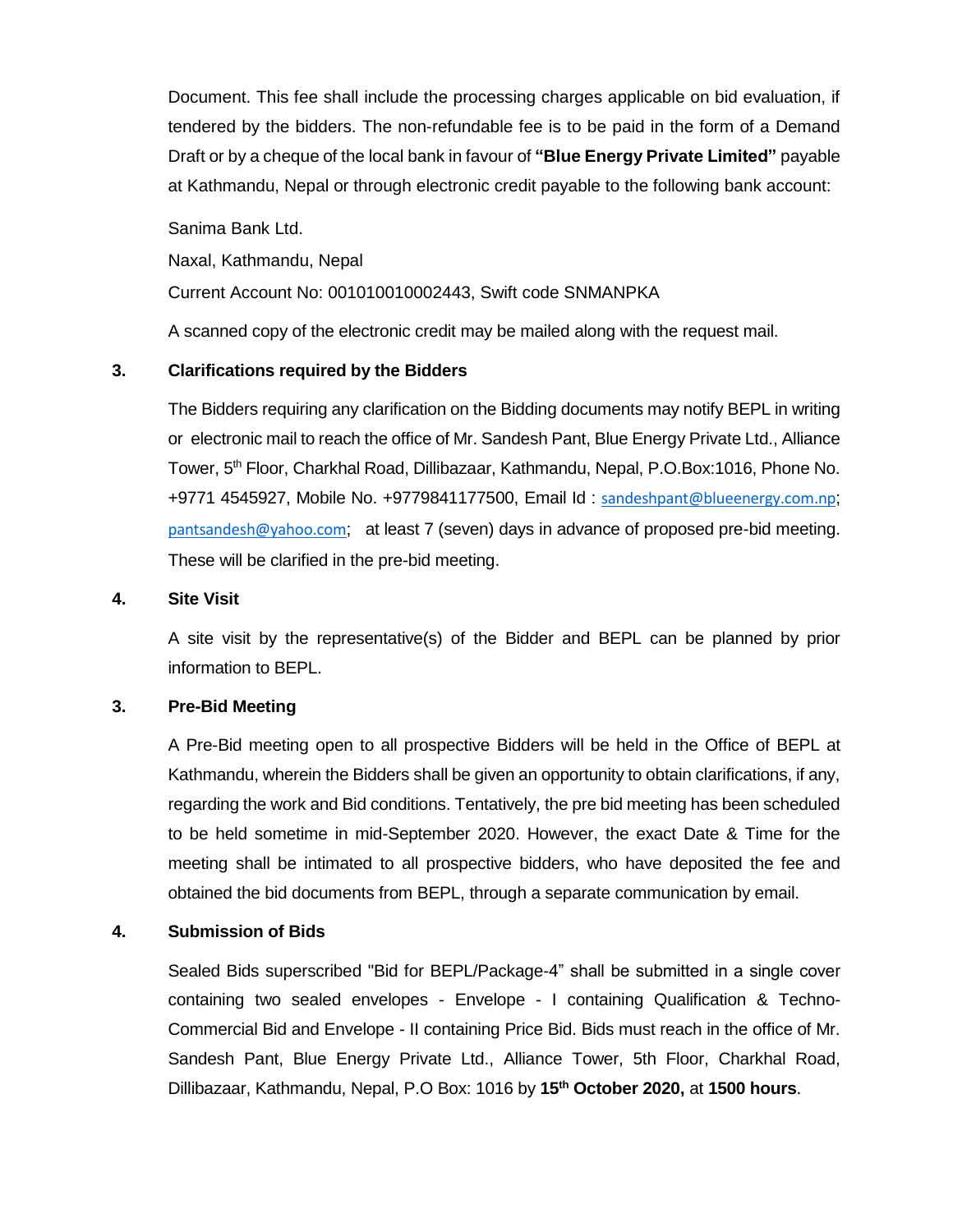Document. This fee shall include the processing charges applicable on bid evaluation, if tendered by the bidders. The non-refundable fee is to be paid in the form of a Demand Draft or by a cheque of the local bank in favour of **"Blue Energy Private Limited"** payable at Kathmandu, Nepal or through electronic credit payable to the following bank account:

Sanima Bank Ltd.

Naxal, Kathmandu, Nepal

Current Account No: 001010010002443, Swift code SNMANPKA

A scanned copy of the electronic credit may be mailed along with the request mail.

## 3. Clarifications required by the Bidders

The Bidders requiring any clarification on the Bidding documents may notify BEPL in writing or electronic mail to reach the office of Mr. Sandesh Pant, Blue Energy Private Ltd., Alliance Tower, 5th Floor, Charkhal Road, Dillibazaar, Kathmandu, Nepal, P.O.Box:1016, Phone No. +9771 4545927, Mobile No. +9779841177500, Email Id : sandeshpant@blueenergy.com.np; pantsandesh@yahoo.com; at least 7 (seven) days in advance of proposed pre-bid meeting. These will be clarified in the pre-bid meeting.

## 4. Site Visit

A site visit by the representative(s) of the Bidder and BEPL can be planned by prior information to BEPL.

## 3. Pre-Bid Meeting

A Pre-Bid meeting open to all prospective Bidders will be held in the Office of BEPL at Kathmandu, wherein the Bidders shall be given an opportunity to obtain clarifications, if any, regarding the work and Bid conditions. Tentatively, the pre bid meeting has been scheduled to be held sometime in mid-September 2020. However, the exact Date & Time for the meeting shall be intimated to all prospective bidders, who have deposited the fee and obtained the bid documents from BEPL, through a separate communication by email.

## 4. Submission of Bids

Sealed Bids superscribed "Bid for BEPL/Package-4" shall be submitted in a single cover containing two sealed envelopes - Envelope - I containing Qualification & Techno-Commercial Bid and Envelope - II containing Price Bid. Bids must reach in the office of Mr. Sandesh Pant, Blue Energy Private Ltd., Alliance Tower, 5th Floor, Charkhal Road, Dillibazaar, Kathmandu, Nepal, P.O Box: 1016 by **15th October 2020,** at **1500 hours**.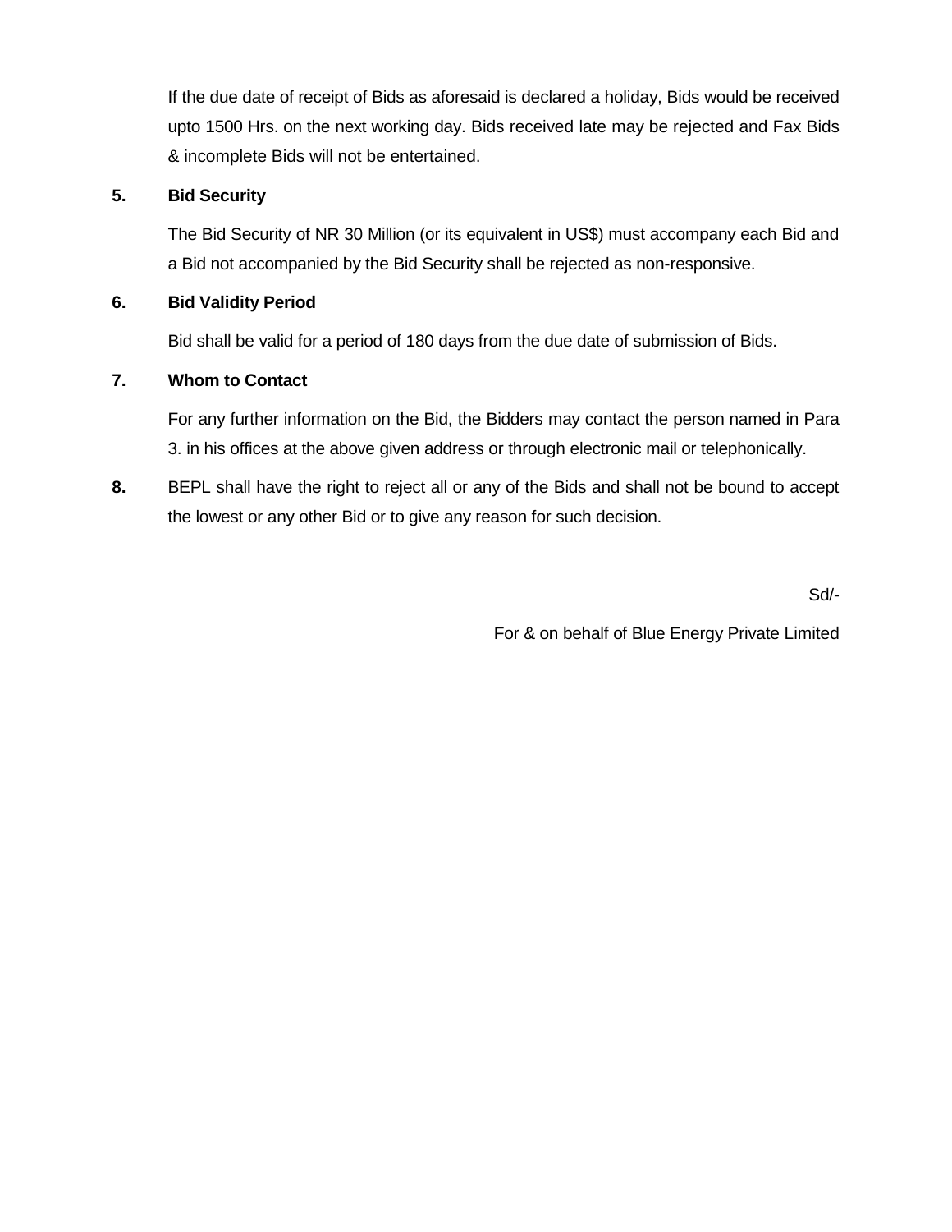If the due date of receipt of Bids as aforesaid is declared a holiday, Bids would be received upto 1500 Hrs. on the next working day. Bids received late may be rejected and Fax Bids & incomplete Bids will not be entertained.

**5. Bid Security**

The Bid Security of NR 30 Million (or its equivalent in US$) must accompany each Bid and a Bid not accompanied by the Bid Security shall be rejected as non-responsive.

**6. Bid Validity Period**

Bid shall be valid for a period of 180 days from the due date of submission of Bids.

**7. Whom to Contact**

For any further information on the Bid, the Bidders may contact the person named in Para 3. in his offices at the above given address or through electronic mail or telephonically.

**8.** BEPL shall have the right to reject all or any of the Bids and shall not be bound to accept the lowest or any other Bid or to give any reason for such decision.

Sd/-

For & on behalf of Blue Energy Private Limited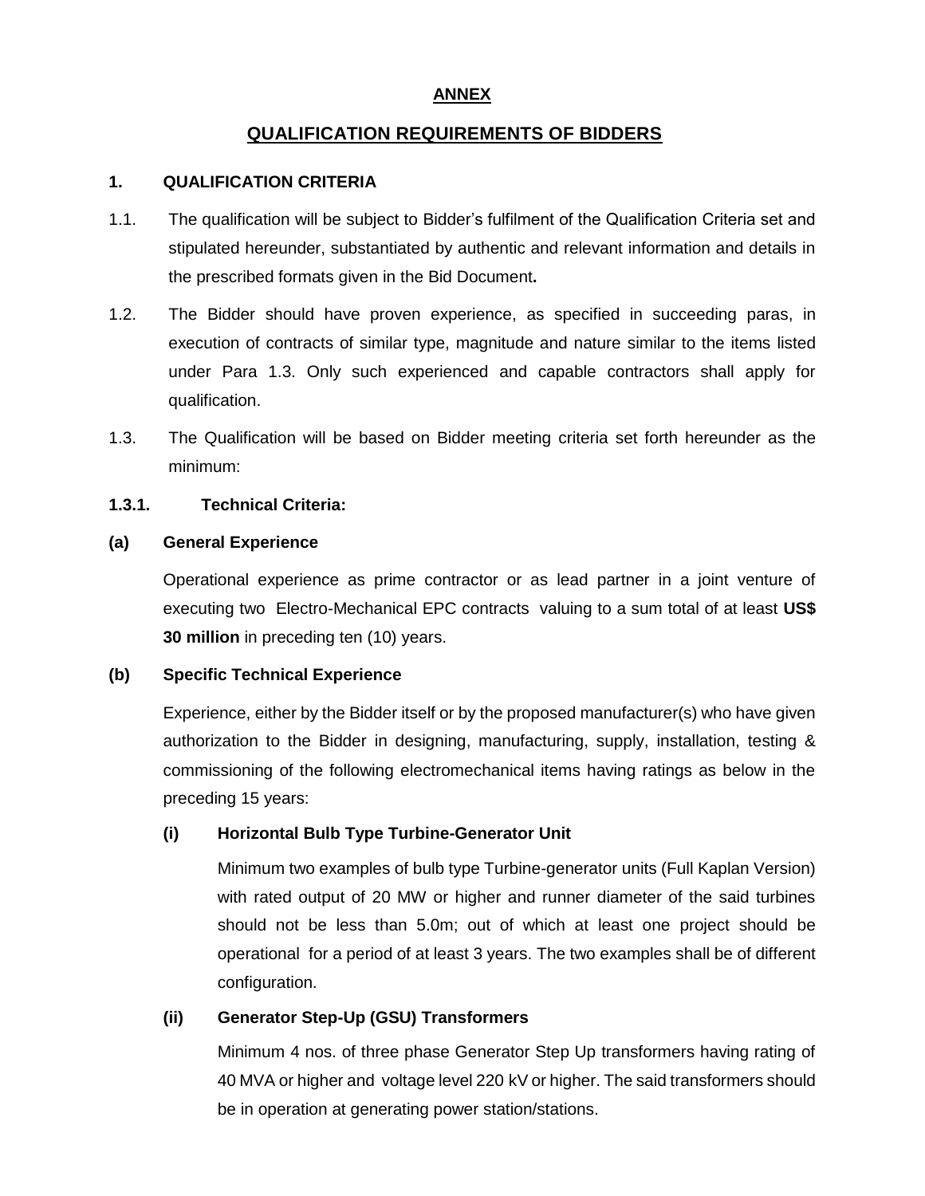# ANNEX

## QUALIFICATION REQUIREMENTS OF BIDDERS

### 1. QUALIFICATION CRITERIA

1.1. The qualification will be subject to Bidder's fulfilment of the Qualification Criteria set and stipulated hereunder, substantiated by authentic and relevant information and details in the prescribed formats given in the Bid Document**.**

1.2. The Bidder should have proven experience, as specified in succeeding paras, in execution of contracts of similar type, magnitude and nature similar to the items listed under Para 1.3. Only such experienced and capable contractors shall apply for qualification.

1.3. The Qualification will be based on Bidder meeting criteria set forth hereunder as the minimum:

**1.3.1. Technical Criteria:**

**(a) General Experience**

Operational experience as prime contractor or as lead partner in a joint venture of executing two Electro-Mechanical EPC contracts valuing to a sum total of at least **US$ 30 million** in preceding ten (10) years.

**(b) Specific Technical Experience**

Experience, either by the Bidder itself or by the proposed manufacturer(s) who have given authorization to the Bidder in designing, manufacturing, supply, installation, testing & commissioning of the following electromechanical items having ratings as below in the preceding 15 years:

**(i) Horizontal Bulb Type Turbine-Generator Unit**

Minimum two examples of bulb type Turbine-generator units (Full Kaplan Version) with rated output of 20 MW or higher and runner diameter of the said turbines should not be less than 5.0m; out of which at least one project should be operational for a period of at least 3 years. The two examples shall be of different configuration.

**(ii) Generator Step-Up (GSU) Transformers**

Minimum 4 nos. of three phase Generator Step Up transformers having rating of 40 MVA or higher and voltage level 220 kV or higher. The said transformers should be in operation at generating power station/stations.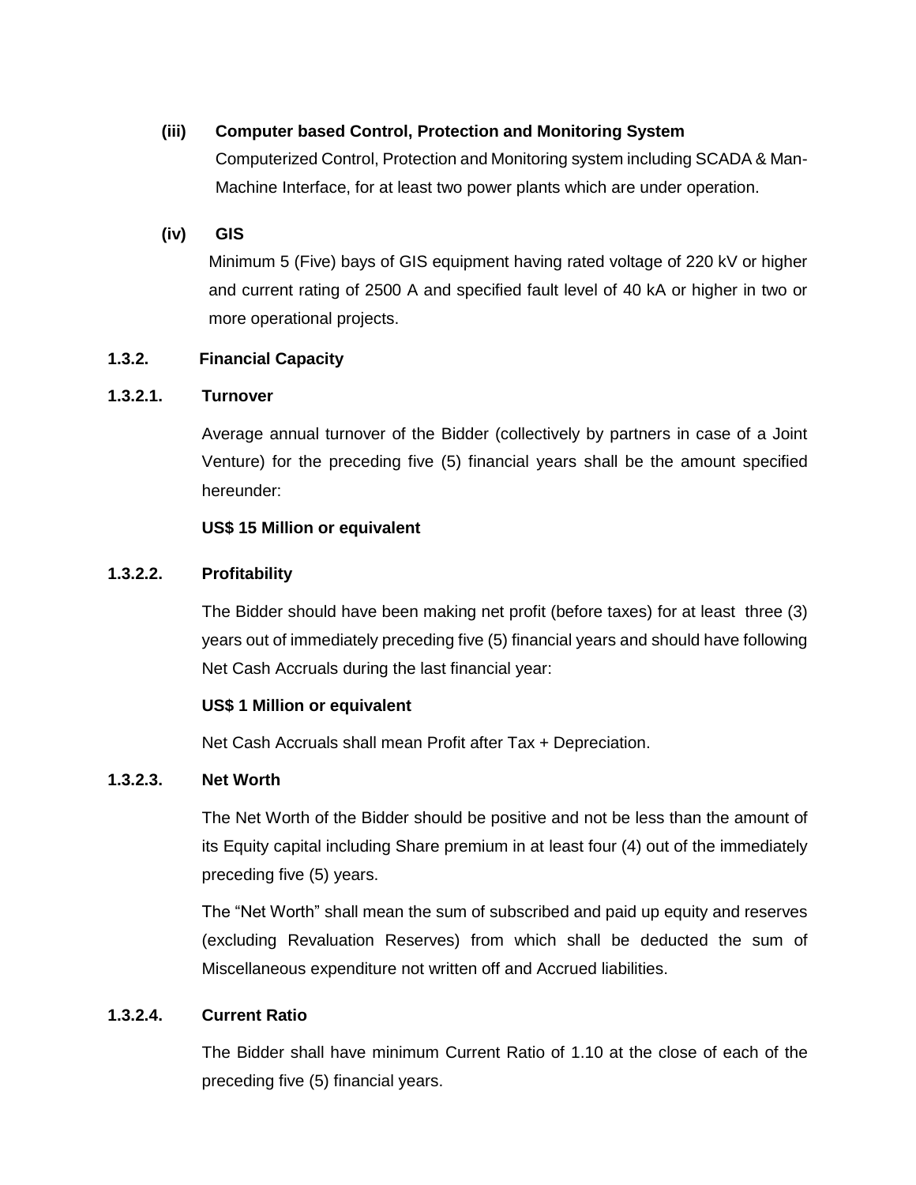**(iii) Computer based Control, Protection and Monitoring System**

Computerized Control, Protection and Monitoring system including SCADA & Man-Machine Interface, for at least two power plants which are under operation.

**(iv) GIS**

Minimum 5 (Five) bays of GIS equipment having rated voltage of 220 kV or higher and current rating of 2500 A and specified fault level of 40 kA or higher in two or more operational projects.

### 1.3.2. Financial Capacity

#### 1.3.2.1. Turnover

Average annual turnover of the Bidder (collectively by partners in case of a Joint Venture) for the preceding five (5) financial years shall be the amount specified hereunder:

**US$ 15 Million or equivalent**

#### 1.3.2.2. Profitability

The Bidder should have been making net profit (before taxes) for at least three (3) years out of immediately preceding five (5) financial years and should have following Net Cash Accruals during the last financial year:

**US$ 1 Million or equivalent**

Net Cash Accruals shall mean Profit after Tax + Depreciation.

#### 1.3.2.3. Net Worth

The Net Worth of the Bidder should be positive and not be less than the amount of its Equity capital including Share premium in at least four (4) out of the immediately preceding five (5) years.

The "Net Worth" shall mean the sum of subscribed and paid up equity and reserves (excluding Revaluation Reserves) from which shall be deducted the sum of Miscellaneous expenditure not written off and Accrued liabilities.

#### 1.3.2.4. Current Ratio

The Bidder shall have minimum Current Ratio of 1.10 at the close of each of the preceding five (5) financial years.